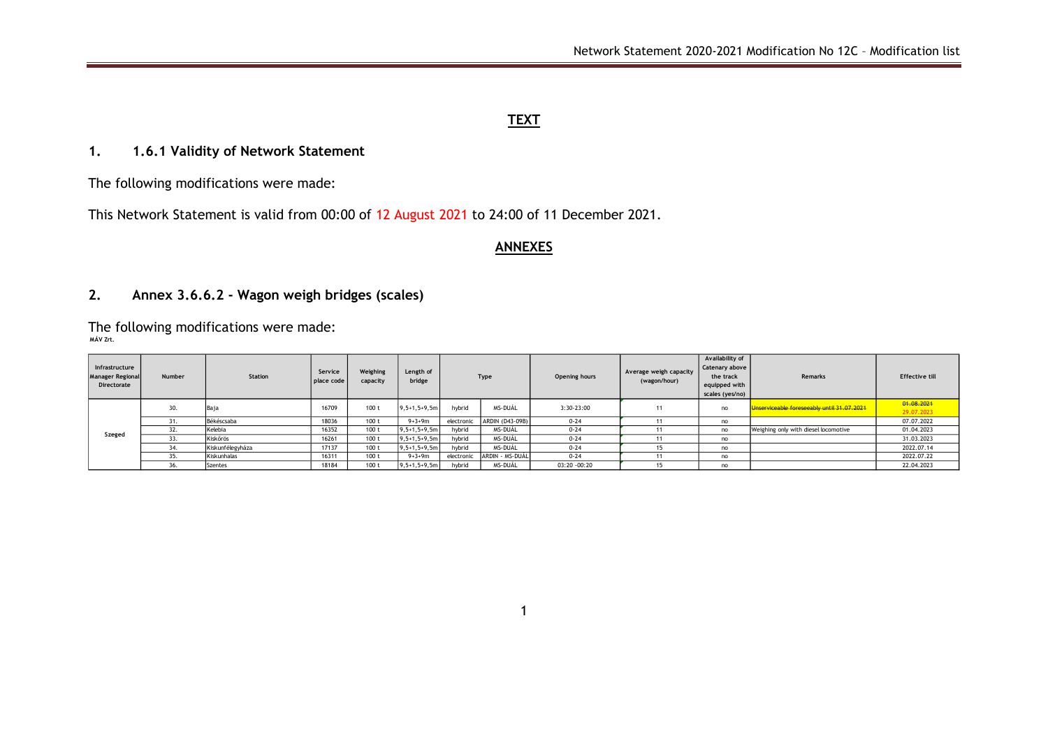## TEXT

## 1. 1.6.1 Validity of Network Statement

The following modifications were made:

This Network Statement is valid from 00:00 of 12 August 2021 to 24:00 of 11 December 2021.

## ANNEXES

## 2. Annex 3.6.6.2 - Wagon weigh bridges (scales)

The following modifications were made:

MÁV Zrt.

| Infrastructure Manager Regional Directorate | Number | Station | Service place code | Weighing capacity | Length of bridge | Type | | Opening hours | Average weigh capacity (wagon/hour) | Availability of Catenary above the track equipped with scales (yes/no) | Remarks | Effective till |
|---|---|---|---|---|---|---|---|---|---|---|---|---|
| Szeged | 30. | Baja | 16709 | 100 t | 9,5+1,5+9,5m | hybrid | MS-DUÁL | 3:30-23:00 | 11 | no | ~~Unserviceable foreseeably until 31.07.2021~~ | ~~01.08.2021~~ 29.07.2023 |
| | 31. | Békéscsaba | 18036 | 100 t | 9+3+9m | electronic | ARDIN (D43-09B) | 0-24 | 11 | no | | 07.07.2022 |
| | 32. | Kelebia | 16352 | 100 t | 9,5+1,5+9,5m | hybrid | MS-DUÁL | 0-24 | 11 | no | Weighing only with diesel locomotive | 01.04.2023 |
| | 33. | Kiskőrös | 16261 | 100 t | 9,5+1,5+9,5m | hybrid | MS-DUÁL | 0-24 | 11 | no | | 31.03.2023 |
| | 34. | Kiskunfélegyháza | 17137 | 100 t | 9,5+1,5+9,5m | hybrid | MS-DUÁL | 0-24 | 15 | no | | 2022.07.14 |
| | 35. | Kiskunhalas | 16311 | 100 t | 9+3+9m | electronic | ARDIN - MS-DUÁL | 0-24 | 11 | no | | 2022.07.22 |
| | 36. | Szentes | 18184 | 100 t | 9,5+1,5+9,5m | hybrid | MS-DUÁL | 03:20 -00:20 | 15 | no | | 22.04.2023 |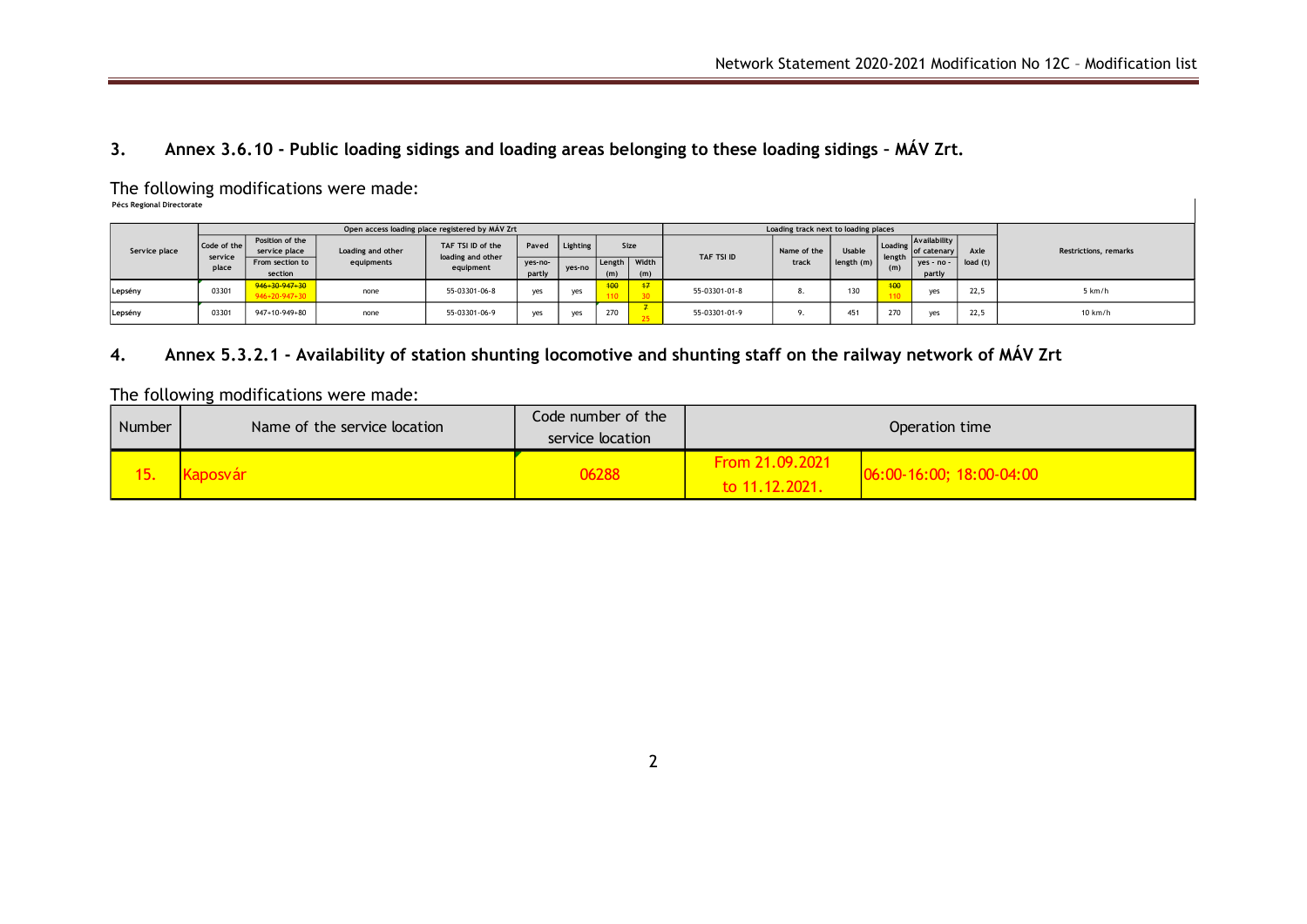## 3. Annex 3.6.10 - Public loading sidings and loading areas belonging to these loading sidings – MÁV Zrt.

The following modifications were made:

**Pécs Regional Directorate**

| Service place | Open access loading place registered by MÁV Zrt | | | | | | | | Loading track next to loading places | | | | | | Restrictions, remarks |
|---|---|---|---|---|---|---|---|---|---|---|---|---|---|---|---|
| | Code of the service place | Position of the service place | Loading and other equipments | TAF TSI ID of the loading and other equipment | Paved | Lighting | Size | | TAF TSI ID | Name of the track | Usable length (m) | Loading length (m) | Availability of catenary | Axle load (t) | |
| | | From section to section | | | yes-no-partly | yes-no | Length (m) | Width (m) | | | | | yes - no - partly | | |
| Lepsény | 03301 | ~~946+30-947+30~~ 946+20-947+30 | none | 55-03301-06-8 | yes | yes | ~~100~~ 110 | ~~17~~ 30 | 55-03301-01-8 | 8. | 130 | ~~100~~ 110 | yes | 22,5 | 5 km/h |
| Lepsény | 03301 | 947+10-949+80 | none | 55-03301-06-9 | yes | yes | 270 | ~~7~~ 25 | 55-03301-01-9 | 9. | 451 | 270 | yes | 22,5 | 10 km/h |

## 4. Annex 5.3.2.1 - Availability of station shunting locomotive and shunting staff on the railway network of MÁV Zrt

The following modifications were made:

| Number | Name of the service location | Code number of the service location | Operation time | |
|---|---|---|---|---|
| 15. | Kaposvár | 06288 | From 21.09.2021 to 11.12.2021. | 06:00-16:00; 18:00-04:00 |